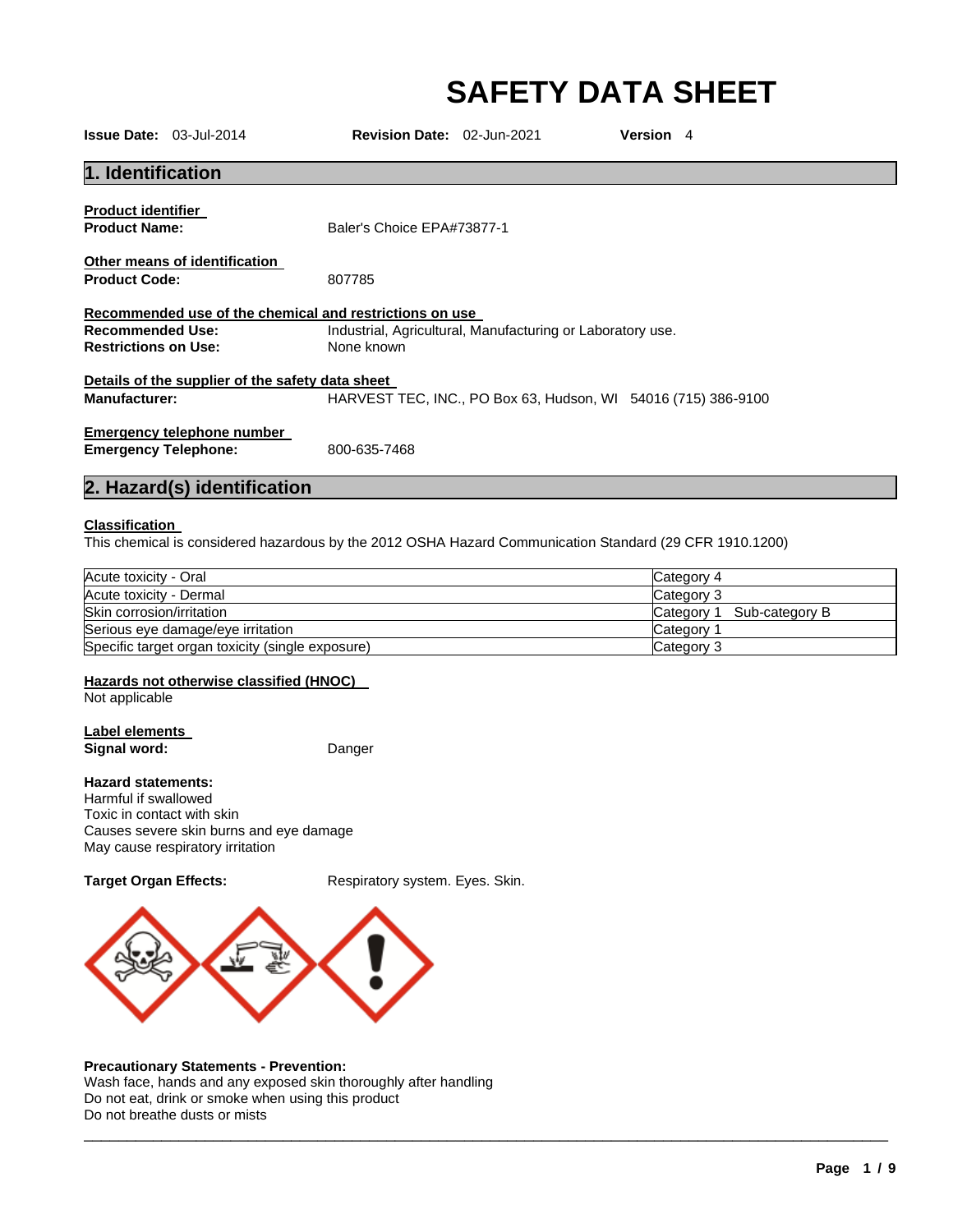# SAFETY DATA SHEET

**Issue Date:** 03-Jul-2014 **Revision Date:** 02-Jun-2021 **Version** 4

## 1. Identification

**Product identifier**

**Product Name:** Baler's Choice EPA#73877-1

**Other means of identification**

**Product Code:** 807785

**Recommended use of the chemical and restrictions on use**

**Recommended Use:** Industrial, Agricultural, Manufacturing or Laboratory use.

**Restrictions on Use:** None known

**Details of the supplier of the safety data sheet**

**Manufacturer:** HARVEST TEC, INC., PO Box 63, Hudson, WI 54016 (715) 386-9100

**Emergency telephone number**

**Emergency Telephone:** 800-635-7468

## 2. Hazard(s) identification

**Classification**

This chemical is considered hazardous by the 2012 OSHA Hazard Communication Standard (29 CFR 1910.1200)

| | |
|---|---|
| Acute toxicity - Oral | Category 4 |
| Acute toxicity - Dermal | Category 3 |
| Skin corrosion/irritation | Category 1 Sub-category B |
| Serious eye damage/eye irritation | Category 1 |
| Specific target organ toxicity (single exposure) | Category 3 |

**Hazards not otherwise classified (HNOC)**

Not applicable

**Label elements**

**Signal word:** Danger

**Hazard statements:**

Harmful if swallowed

Toxic in contact with skin

Causes severe skin burns and eye damage

May cause respiratory irritation

**Target Organ Effects:** Respiratory system. Eyes. Skin.

**Precautionary Statements - Prevention:**

Wash face, hands and any exposed skin thoroughly after handling

Do not eat, drink or smoke when using this product

Do not breathe dusts or mists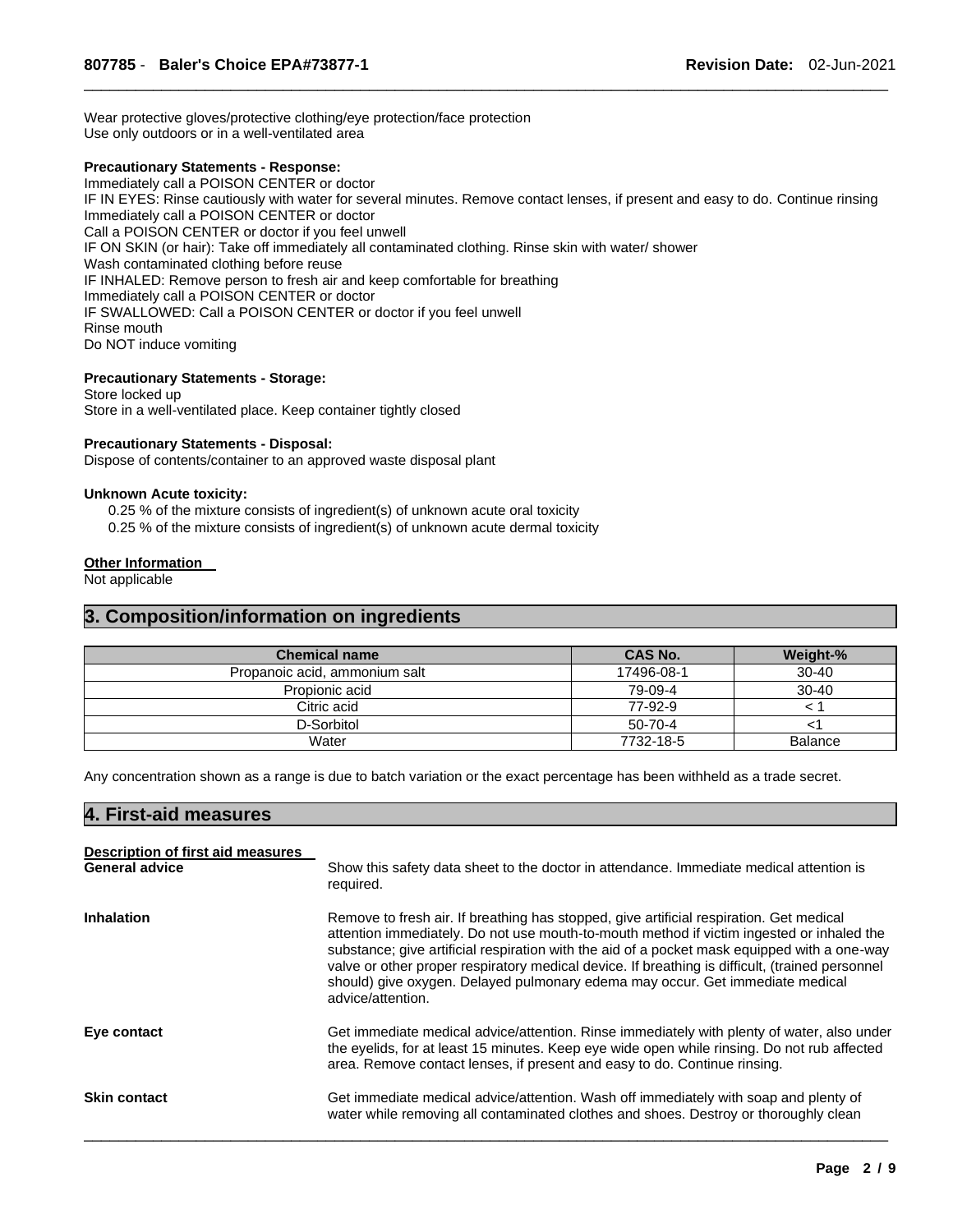Wear protective gloves/protective clothing/eye protection/face protection
Use only outdoors or in a well-ventilated area

**Precautionary Statements - Response:**
Immediately call a POISON CENTER or doctor
IF IN EYES: Rinse cautiously with water for several minutes. Remove contact lenses, if present and easy to do. Continue rinsing
Immediately call a POISON CENTER or doctor
Call a POISON CENTER or doctor if you feel unwell
IF ON SKIN (or hair): Take off immediately all contaminated clothing. Rinse skin with water/ shower
Wash contaminated clothing before reuse
IF INHALED: Remove person to fresh air and keep comfortable for breathing
Immediately call a POISON CENTER or doctor
IF SWALLOWED: Call a POISON CENTER or doctor if you feel unwell
Rinse mouth
Do NOT induce vomiting

**Precautionary Statements - Storage:**
Store locked up
Store in a well-ventilated place. Keep container tightly closed

**Precautionary Statements - Disposal:**
Dispose of contents/container to an approved waste disposal plant

**Unknown Acute toxicity:**
0.25 % of the mixture consists of ingredient(s) of unknown acute oral toxicity
0.25 % of the mixture consists of ingredient(s) of unknown acute dermal toxicity

**Other Information**
Not applicable

## 3. Composition/information on ingredients

| Chemical name | CAS No. | Weight-% |
|---|---|---|
| Propanoic acid, ammonium salt | 17496-08-1 | 30-40 |
| Propionic acid | 79-09-4 | 30-40 |
| Citric acid | 77-92-9 | < 1 |
| D-Sorbitol | 50-70-4 | <1 |
| Water | 7732-18-5 | Balance |

Any concentration shown as a range is due to batch variation or the exact percentage has been withheld as a trade secret.

## 4. First-aid measures

**Description of first aid measures**

**General advice**
Show this safety data sheet to the doctor in attendance. Immediate medical attention is required.

**Inhalation**
Remove to fresh air. If breathing has stopped, give artificial respiration. Get medical attention immediately. Do not use mouth-to-mouth method if victim ingested or inhaled the substance; give artificial respiration with the aid of a pocket mask equipped with a one-way valve or other proper respiratory medical device. If breathing is difficult, (trained personnel should) give oxygen. Delayed pulmonary edema may occur. Get immediate medical advice/attention.

**Eye contact**
Get immediate medical advice/attention. Rinse immediately with plenty of water, also under the eyelids, for at least 15 minutes. Keep eye wide open while rinsing. Do not rub affected area. Remove contact lenses, if present and easy to do. Continue rinsing.

**Skin contact**
Get immediate medical advice/attention. Wash off immediately with soap and plenty of water while removing all contaminated clothes and shoes. Destroy or thoroughly clean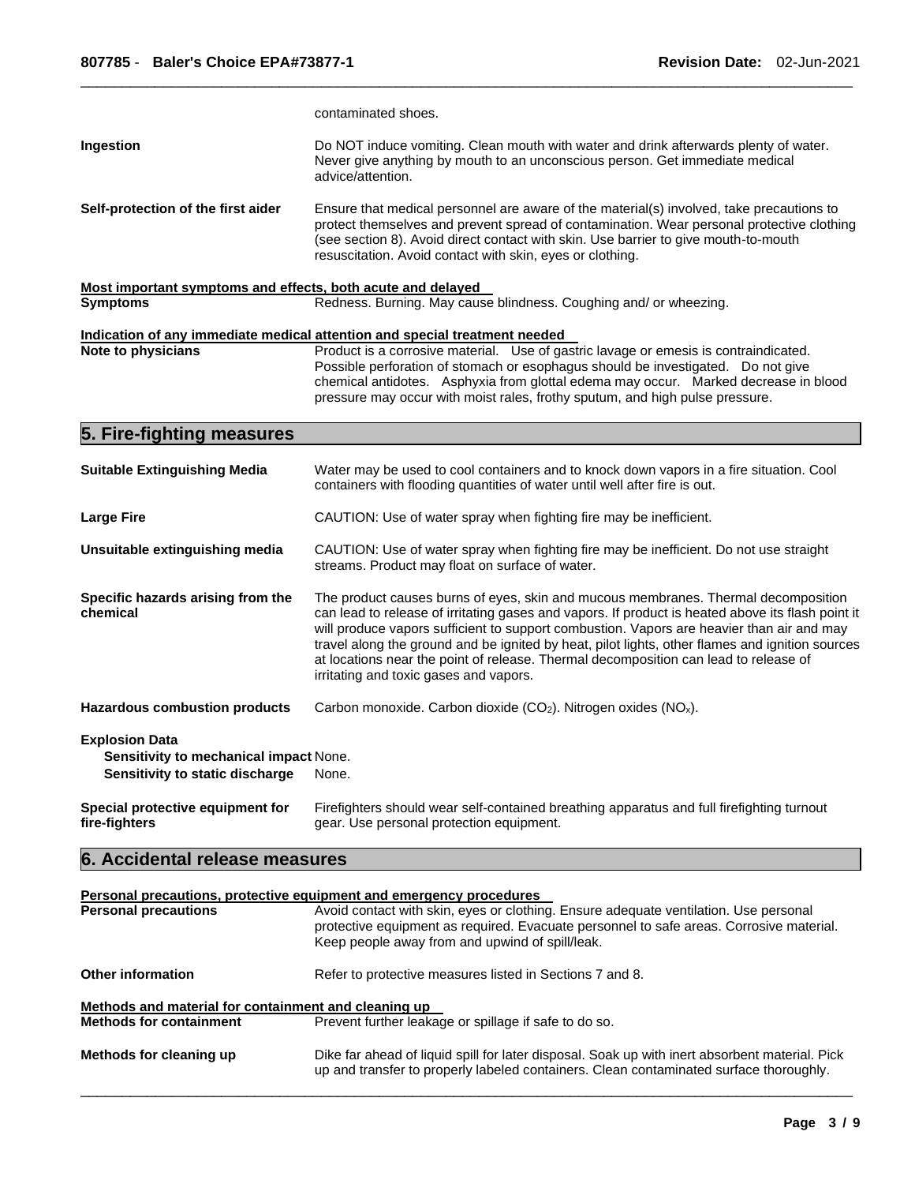contaminated shoes.

**Ingestion**
Do NOT induce vomiting. Clean mouth with water and drink afterwards plenty of water. Never give anything by mouth to an unconscious person. Get immediate medical advice/attention.

**Self-protection of the first aider**
Ensure that medical personnel are aware of the material(s) involved, take precautions to protect themselves and prevent spread of contamination. Wear personal protective clothing (see section 8). Avoid direct contact with skin. Use barrier to give mouth-to-mouth resuscitation. Avoid contact with skin, eyes or clothing.

**Most important symptoms and effects, both acute and delayed**

**Symptoms**
Redness. Burning. May cause blindness. Coughing and/ or wheezing.

**Indication of any immediate medical attention and special treatment needed**

**Note to physicians**
Product is a corrosive material. Use of gastric lavage or emesis is contraindicated. Possible perforation of stomach or esophagus should be investigated. Do not give chemical antidotes. Asphyxia from glottal edema may occur. Marked decrease in blood pressure may occur with moist rales, frothy sputum, and high pulse pressure.

## 5. Fire-fighting measures

**Suitable Extinguishing Media**
Water may be used to cool containers and to knock down vapors in a fire situation. Cool containers with flooding quantities of water until well after fire is out.

**Large Fire**
CAUTION: Use of water spray when fighting fire may be inefficient.

**Unsuitable extinguishing media**
CAUTION: Use of water spray when fighting fire may be inefficient. Do not use straight streams. Product may float on surface of water.

**Specific hazards arising from the chemical**
The product causes burns of eyes, skin and mucous membranes. Thermal decomposition can lead to release of irritating gases and vapors. If product is heated above its flash point it will produce vapors sufficient to support combustion. Vapors are heavier than air and may travel along the ground and be ignited by heat, pilot lights, other flames and ignition sources at locations near the point of release. Thermal decomposition can lead to release of irritating and toxic gases and vapors.

**Hazardous combustion products**
Carbon monoxide. Carbon dioxide ($CO_2$). Nitrogen oxides ($NO_x$).

**Explosion Data**

**Sensitivity to mechanical impact** None.

**Sensitivity to static discharge** None.

**Special protective equipment for fire-fighters**
Firefighters should wear self-contained breathing apparatus and full firefighting turnout gear. Use personal protection equipment.

## 6. Accidental release measures

**Personal precautions, protective equipment and emergency procedures**

**Personal precautions**
Avoid contact with skin, eyes or clothing. Ensure adequate ventilation. Use personal protective equipment as required. Evacuate personnel to safe areas. Corrosive material. Keep people away from and upwind of spill/leak.

**Other information**
Refer to protective measures listed in Sections 7 and 8.

**Methods and material for containment and cleaning up**

**Methods for containment**
Prevent further leakage or spillage if safe to do so.

**Methods for cleaning up**
Dike far ahead of liquid spill for later disposal. Soak up with inert absorbent material. Pick up and transfer to properly labeled containers. Clean contaminated surface thoroughly.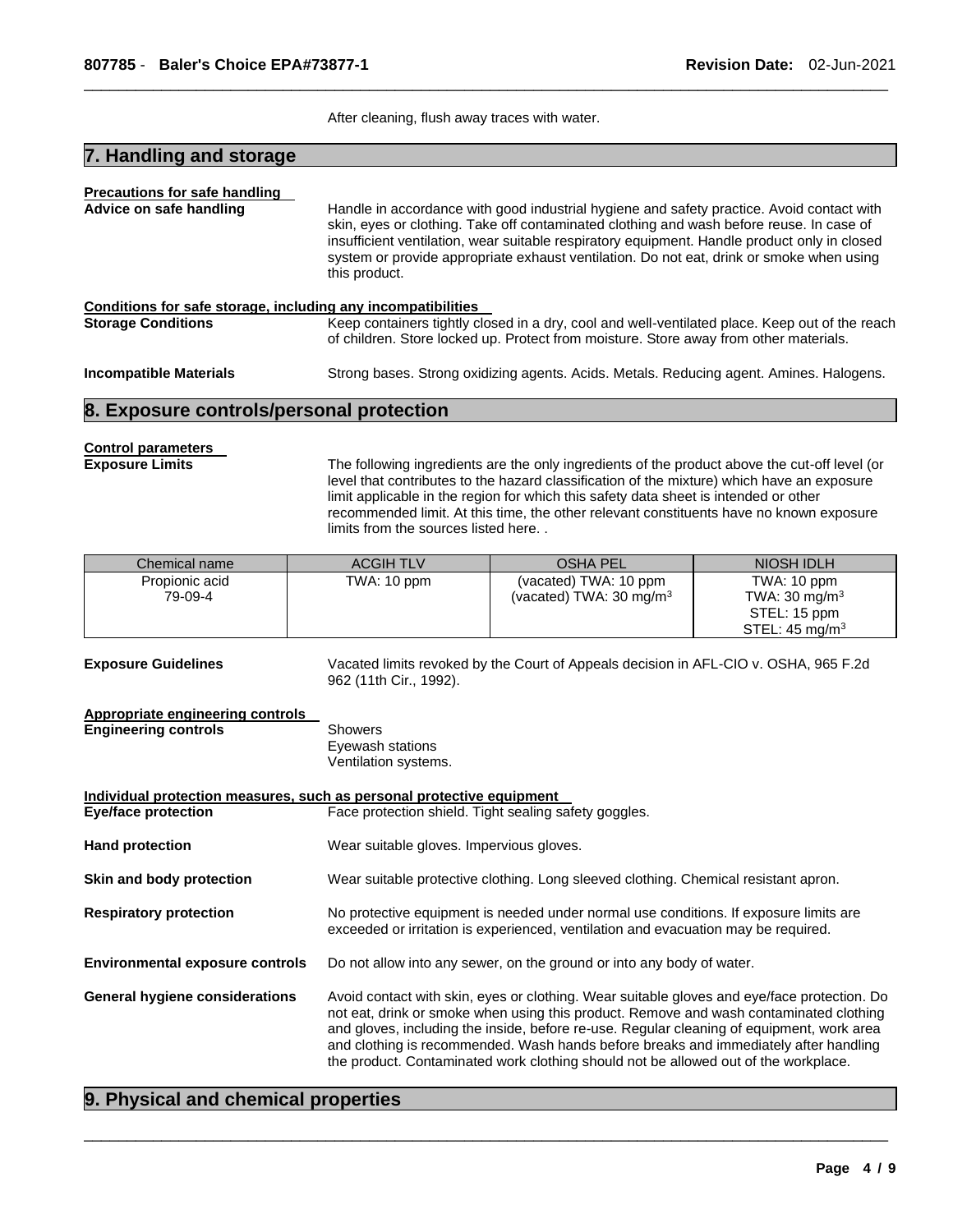After cleaning, flush away traces with water.

## 7. Handling and storage

**Precautions for safe handling**

**Advice on safe handling** Handle in accordance with good industrial hygiene and safety practice. Avoid contact with skin, eyes or clothing. Take off contaminated clothing and wash before reuse. In case of insufficient ventilation, wear suitable respiratory equipment. Handle product only in closed system or provide appropriate exhaust ventilation. Do not eat, drink or smoke when using this product.

**Conditions for safe storage, including any incompatibilities**

**Storage Conditions** Keep containers tightly closed in a dry, cool and well-ventilated place. Keep out of the reach of children. Store locked up. Protect from moisture. Store away from other materials.

**Incompatible Materials** Strong bases. Strong oxidizing agents. Acids. Metals. Reducing agent. Amines. Halogens.

## 8. Exposure controls/personal protection

**Control parameters**

**Exposure Limits** The following ingredients are the only ingredients of the product above the cut-off level (or level that contributes to the hazard classification of the mixture) which have an exposure limit applicable in the region for which this safety data sheet is intended or other recommended limit. At this time, the other relevant constituents have no known exposure limits from the sources listed here. .

| Chemical name | ACGIH TLV | OSHA PEL | NIOSH IDLH |
|---|---|---|---|
| Propionic acid<br>79-09-4 | TWA: 10 ppm | (vacated) TWA: 10 ppm<br>(vacated) TWA: 30 mg/m$^3$ | TWA: 10 ppm<br>TWA: 30 mg/m$^3$<br>STEL: 15 ppm<br>STEL: 45 mg/m$^3$ |

**Exposure Guidelines** Vacated limits revoked by the Court of Appeals decision in AFL-CIO v. OSHA, 965 F.2d 962 (11th Cir., 1992).

**Appropriate engineering controls**

**Engineering controls** Showers
Eyewash stations
Ventilation systems.

**Individual protection measures, such as personal protective equipment**

**Eye/face protection** Face protection shield. Tight sealing safety goggles.

**Hand protection** Wear suitable gloves. Impervious gloves.

**Skin and body protection** Wear suitable protective clothing. Long sleeved clothing. Chemical resistant apron.

**Respiratory protection** No protective equipment is needed under normal use conditions. If exposure limits are exceeded or irritation is experienced, ventilation and evacuation may be required.

**Environmental exposure controls** Do not allow into any sewer, on the ground or into any body of water.

**General hygiene considerations** Avoid contact with skin, eyes or clothing. Wear suitable gloves and eye/face protection. Do not eat, drink or smoke when using this product. Remove and wash contaminated clothing and gloves, including the inside, before re-use. Regular cleaning of equipment, work area and clothing is recommended. Wash hands before breaks and immediately after handling the product. Contaminated work clothing should not be allowed out of the workplace.

## 9. Physical and chemical properties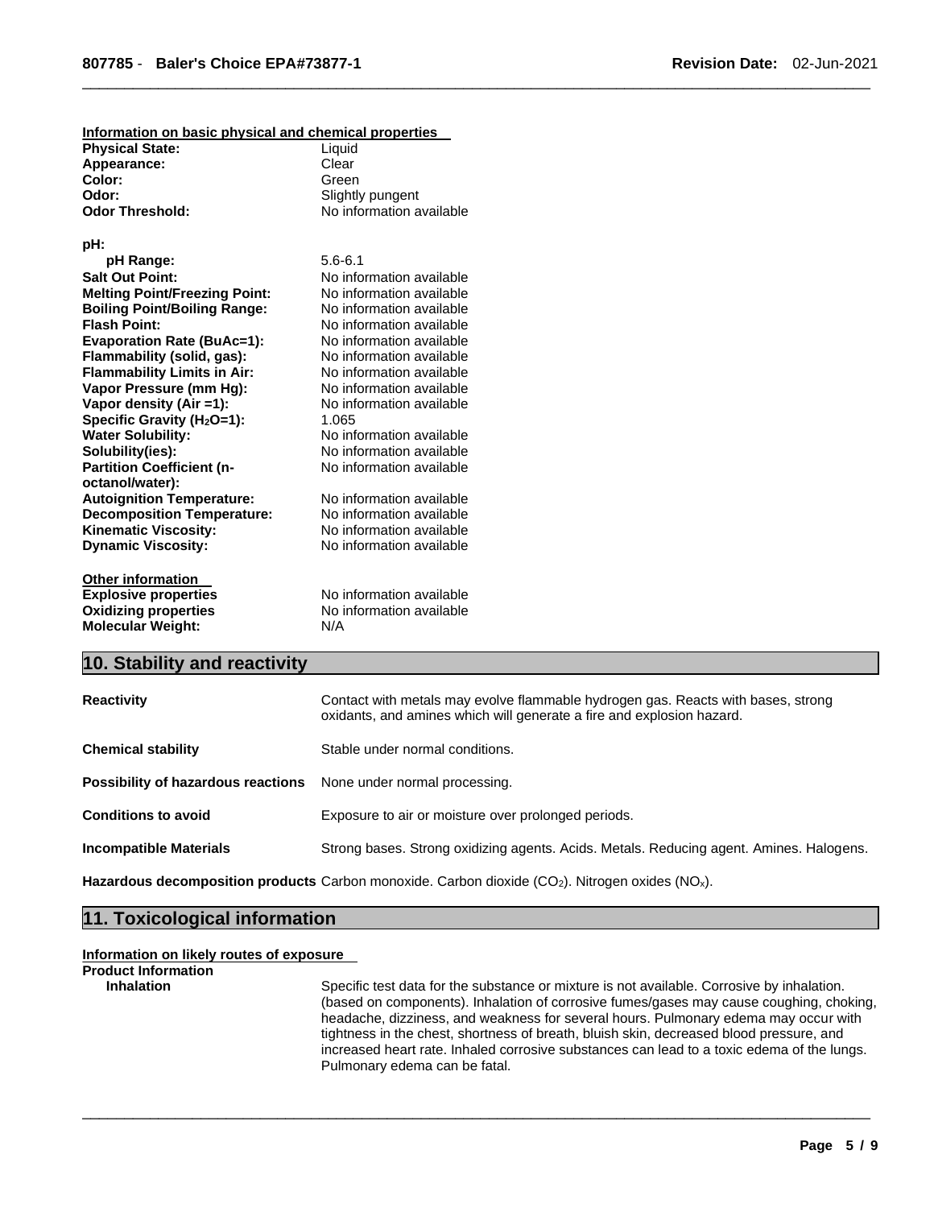**Information on basic physical and chemical properties**

| | |
|---|---|
| **Physical State:** | Liquid |
| **Appearance:** | Clear |
| **Color:** | Green |
| **Odor:** | Slightly pungent |
| **Odor Threshold:** | No information available |
| **pH:** | |
| **pH Range:** | 5.6-6.1 |
| **Salt Out Point:** | No information available |
| **Melting Point/Freezing Point:** | No information available |
| **Boiling Point/Boiling Range:** | No information available |
| **Flash Point:** | No information available |
| **Evaporation Rate (BuAc=1):** | No information available |
| **Flammability (solid, gas):** | No information available |
| **Flammability Limits in Air:** | No information available |
| **Vapor Pressure (mm Hg):** | No information available |
| **Vapor density (Air =1):** | No information available |
| **Specific Gravity ($H_2O$=1):** | 1.065 |
| **Water Solubility:** | No information available |
| **Solubility(ies):** | No information available |
| **Partition Coefficient (n-octanol/water):** | No information available |
| **Autoignition Temperature:** | No information available |
| **Decomposition Temperature:** | No information available |
| **Kinematic Viscosity:** | No information available |
| **Dynamic Viscosity:** | No information available |

**Other information**

| | |
|---|---|
| **Explosive properties** | No information available |
| **Oxidizing properties** | No information available |
| **Molecular Weight:** | N/A |

## 10. Stability and reactivity

**Reactivity** Contact with metals may evolve flammable hydrogen gas. Reacts with bases, strong oxidants, and amines which will generate a fire and explosion hazard.

**Chemical stability** Stable under normal conditions.

**Possibility of hazardous reactions** None under normal processing.

**Conditions to avoid** Exposure to air or moisture over prolonged periods.

**Incompatible Materials** Strong bases. Strong oxidizing agents. Acids. Metals. Reducing agent. Amines. Halogens.

**Hazardous decomposition products** Carbon monoxide. Carbon dioxide ($CO_2$). Nitrogen oxides ($NO_x$).

## 11. Toxicological information

**Information on likely routes of exposure**

**Product Information**

**Inhalation** Specific test data for the substance or mixture is not available. Corrosive by inhalation. (based on components). Inhalation of corrosive fumes/gases may cause coughing, choking, headache, dizziness, and weakness for several hours. Pulmonary edema may occur with tightness in the chest, shortness of breath, bluish skin, decreased blood pressure, and increased heart rate. Inhaled corrosive substances can lead to a toxic edema of the lungs. Pulmonary edema can be fatal.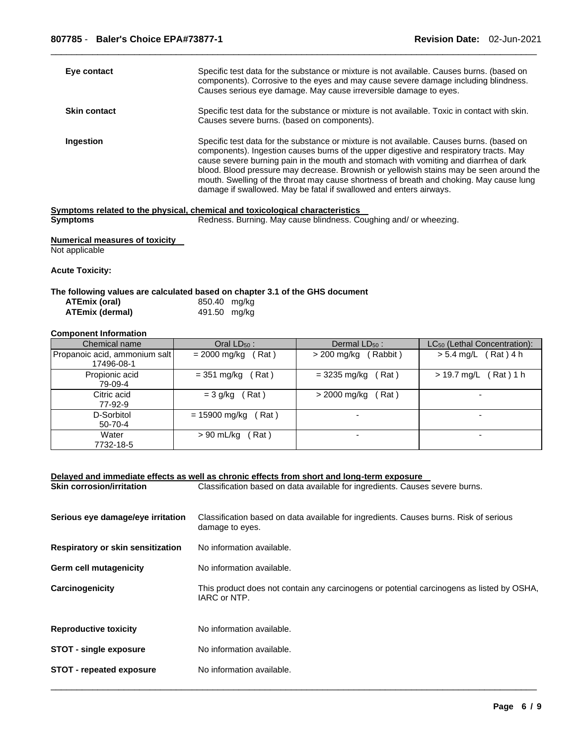| | |
|---|---|
| **Eye contact** | Specific test data for the substance or mixture is not available. Causes burns. (based on components). Corrosive to the eyes and may cause severe damage including blindness. Causes serious eye damage. May cause irreversible damage to eyes. |
| **Skin contact** | Specific test data for the substance or mixture is not available. Toxic in contact with skin. Causes severe burns. (based on components). |
| **Ingestion** | Specific test data for the substance or mixture is not available. Causes burns. (based on components). Ingestion causes burns of the upper digestive and respiratory tracts. May cause severe burning pain in the mouth and stomach with vomiting and diarrhea of dark blood. Blood pressure may decrease. Brownish or yellowish stains may be seen around the mouth. Swelling of the throat may cause shortness of breath and choking. May cause lung damage if swallowed. May be fatal if swallowed and enters airways. |

**Symptoms related to the physical, chemical and toxicological characteristics**

**Symptoms** Redness. Burning. May cause blindness. Coughing and/ or wheezing.

**Numerical measures of toxicity**

Not applicable

**Acute Toxicity:**

**The following values are calculated based on chapter 3.1 of the GHS document**

| | |
|---|---|
| **ATEmix (oral)** | 850.40 mg/kg |
| **ATEmix (dermal)** | 491.50 mg/kg |

**Component Information**

| Chemical name | Oral $LD_{50}$ : | Dermal $LD_{50}$ : | $LC_{50}$ (Lethal Concentration): |
|---|---|---|---|
| Propanoic acid, ammonium salt 17496-08-1 | = 2000 mg/kg ( Rat ) | > 200 mg/kg ( Rabbit ) | > 5.4 mg/L ( Rat ) 4 h |
| Propionic acid 79-09-4 | = 351 mg/kg ( Rat ) | = 3235 mg/kg ( Rat ) | > 19.7 mg/L ( Rat ) 1 h |
| Citric acid 77-92-9 | = 3 g/kg ( Rat ) | > 2000 mg/kg ( Rat ) | - |
| D-Sorbitol 50-70-4 | = 15900 mg/kg ( Rat ) | - | - |
| Water 7732-18-5 | > 90 mL/kg ( Rat ) | - | - |

**Delayed and immediate effects as well as chronic effects from short and long-term exposure**

| | |
|---|---|
| **Skin corrosion/irritation** | Classification based on data available for ingredients. Causes severe burns. |
| **Serious eye damage/eye irritation** | Classification based on data available for ingredients. Causes burns. Risk of serious damage to eyes. |
| **Respiratory or skin sensitization** | No information available. |
| **Germ cell mutagenicity** | No information available. |
| **Carcinogenicity** | This product does not contain any carcinogens or potential carcinogens as listed by OSHA, IARC or NTP. |
| **Reproductive toxicity** | No information available. |
| **STOT - single exposure** | No information available. |
| **STOT - repeated exposure** | No information available. |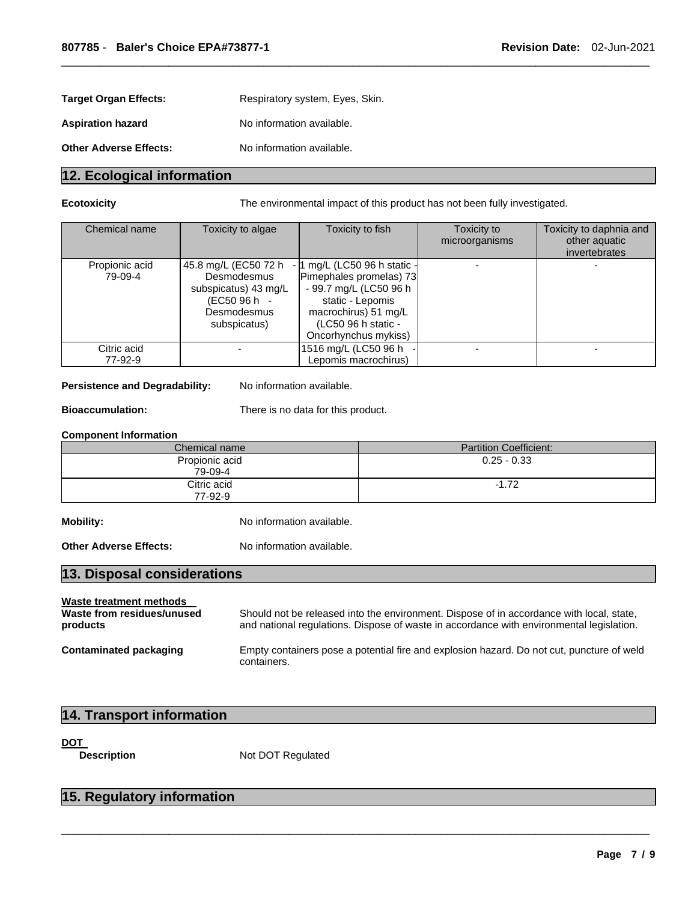**Target Organ Effects:** Respiratory system, Eyes, Skin.

**Aspiration hazard** No information available.

**Other Adverse Effects:** No information available.

## 12. Ecological information

**Ecotoxicity** The environmental impact of this product has not been fully investigated.

| Chemical name | Toxicity to algae | Toxicity to fish | Toxicity to microorganisms | Toxicity to daphnia and other aquatic invertebrates |
|---|---|---|---|---|
| Propionic acid 79-09-4 | 45.8 mg/L (EC50 72 h - Desmodesmus subspicatus) 43 mg/L (EC50 96 h - Desmodesmus subspicatus) | 1 mg/L (LC50 96 h static - Pimephales promelas) 73 - 99.7 mg/L (LC50 96 h static - Lepomis macrochirus) 51 mg/L (LC50 96 h static - Oncorhynchus mykiss) | - | - |
| Citric acid 77-92-9 | - | 1516 mg/L (LC50 96 h - Lepomis macrochirus) | - | - |

**Persistence and Degradability:** No information available.

**Bioaccumulation:** There is no data for this product.

**Component Information**

| Chemical name | Partition Coefficient: |
|---|---|
| Propionic acid 79-09-4 | 0.25 - 0.33 |
| Citric acid 77-92-9 | -1.72 |

**Mobility:** No information available.

**Other Adverse Effects:** No information available.

## 13. Disposal considerations

**Waste treatment methods**

**Waste from residues/unused products** Should not be released into the environment. Dispose of in accordance with local, state, and national regulations. Dispose of waste in accordance with environmental legislation.

**Contaminated packaging** Empty containers pose a potential fire and explosion hazard. Do not cut, puncture of weld containers.

## 14. Transport information

**DOT**

**Description** Not DOT Regulated

## 15. Regulatory information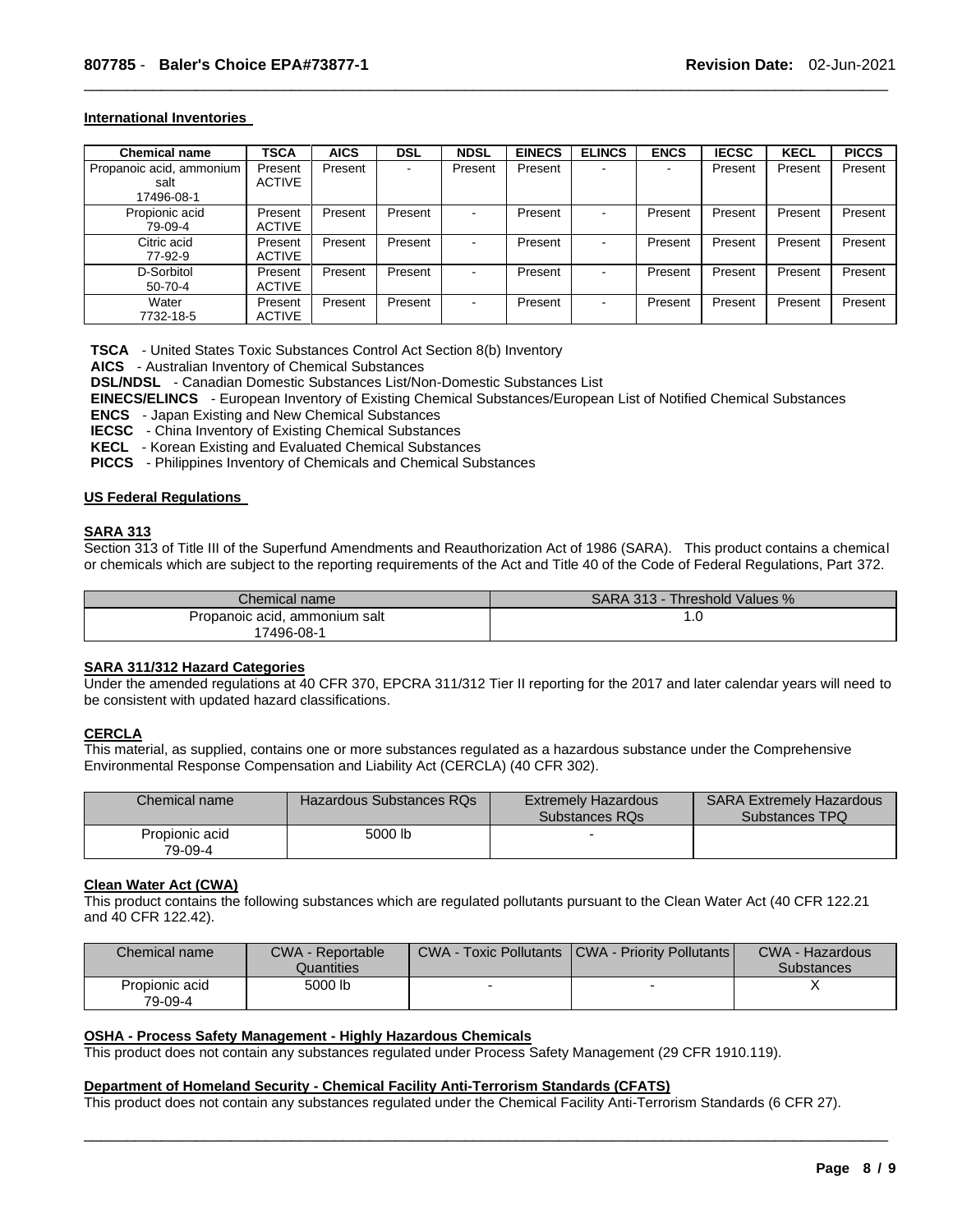### International Inventories

| Chemical name | TSCA | AICS | DSL | NDSL | EINECS | ELINCS | ENCS | IECSC | KECL | PICCS |
|---|---|---|---|---|---|---|---|---|---|---|
| Propanoic acid, ammonium salt 17496-08-1 | Present ACTIVE | Present | - | Present | Present | - | - | Present | Present | Present |
| Propionic acid 79-09-4 | Present ACTIVE | Present | Present | - | Present | - | Present | Present | Present | Present |
| Citric acid 77-92-9 | Present ACTIVE | Present | Present | - | Present | - | Present | Present | Present | Present |
| D-Sorbitol 50-70-4 | Present ACTIVE | Present | Present | - | Present | - | Present | Present | Present | Present |
| Water 7732-18-5 | Present ACTIVE | Present | Present | - | Present | - | Present | Present | Present | Present |

**TSCA** - United States Toxic Substances Control Act Section 8(b) Inventory
**AICS** - Australian Inventory of Chemical Substances
**DSL/NDSL** - Canadian Domestic Substances List/Non-Domestic Substances List
**EINECS/ELINCS** - European Inventory of Existing Chemical Substances/European List of Notified Chemical Substances
**ENCS** - Japan Existing and New Chemical Substances
**IECSC** - China Inventory of Existing Chemical Substances
**KECL** - Korean Existing and Evaluated Chemical Substances
**PICCS** - Philippines Inventory of Chemicals and Chemical Substances

### US Federal Regulations

#### SARA 313

Section 313 of Title III of the Superfund Amendments and Reauthorization Act of 1986 (SARA). This product contains a chemical or chemicals which are subject to the reporting requirements of the Act and Title 40 of the Code of Federal Regulations, Part 372.

| Chemical name | SARA 313 - Threshold Values % |
|---|---|
| Propanoic acid, ammonium salt 17496-08-1 | 1.0 |

#### SARA 311/312 Hazard Categories

Under the amended regulations at 40 CFR 370, EPCRA 311/312 Tier II reporting for the 2017 and later calendar years will need to be consistent with updated hazard classifications.

#### CERCLA

This material, as supplied, contains one or more substances regulated as a hazardous substance under the Comprehensive Environmental Response Compensation and Liability Act (CERCLA) (40 CFR 302).

| Chemical name | Hazardous Substances RQs | Extremely Hazardous Substances RQs | SARA Extremely Hazardous Substances TPQ |
|---|---|---|---|
| Propionic acid 79-09-4 | 5000 lb | - | |

#### Clean Water Act (CWA)

This product contains the following substances which are regulated pollutants pursuant to the Clean Water Act (40 CFR 122.21 and 40 CFR 122.42).

| Chemical name | CWA - Reportable Quantities | CWA - Toxic Pollutants | CWA - Priority Pollutants | CWA - Hazardous Substances |
|---|---|---|---|---|
| Propionic acid 79-09-4 | 5000 lb | - | - | X |

#### OSHA - Process Safety Management - Highly Hazardous Chemicals

This product does not contain any substances regulated under Process Safety Management (29 CFR 1910.119).

#### Department of Homeland Security - Chemical Facility Anti-Terrorism Standards (CFATS)

This product does not contain any substances regulated under the Chemical Facility Anti-Terrorism Standards (6 CFR 27).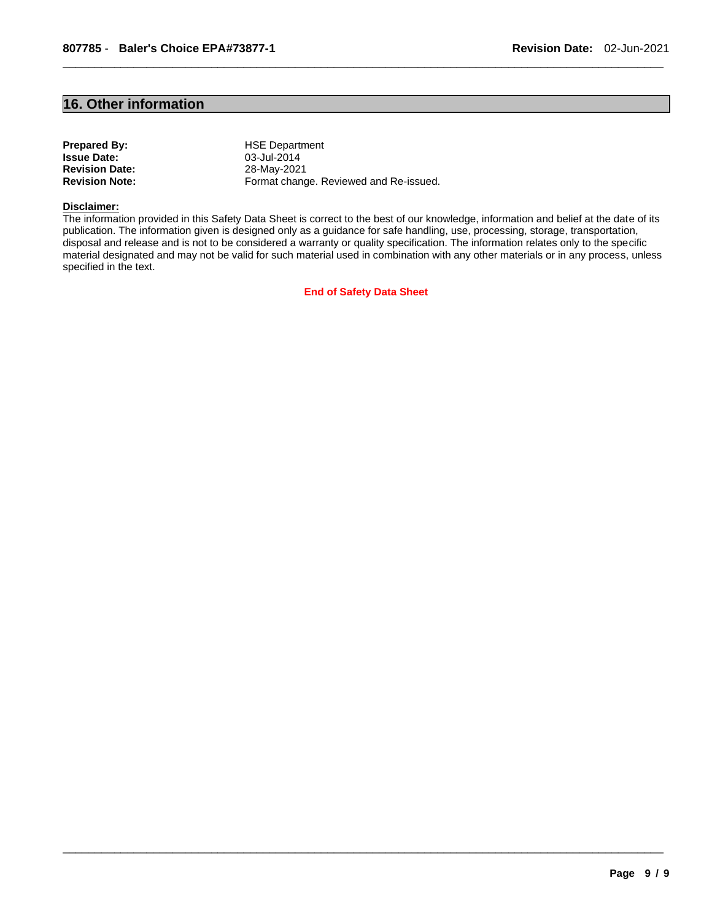## 16. Other information

| | |
|---|---|
| **Prepared By:** | HSE Department |
| **Issue Date:** | 03-Jul-2014 |
| **Revision Date:** | 28-May-2021 |
| **Revision Note:** | Format change. Reviewed and Re-issued. |

**Disclaimer:**

The information provided in this Safety Data Sheet is correct to the best of our knowledge, information and belief at the date of its publication. The information given is designed only as a guidance for safe handling, use, processing, storage, transportation, disposal and release and is not to be considered a warranty or quality specification. The information relates only to the specific material designated and may not be valid for such material used in combination with any other materials or in any process, unless specified in the text.

**End of Safety Data Sheet**